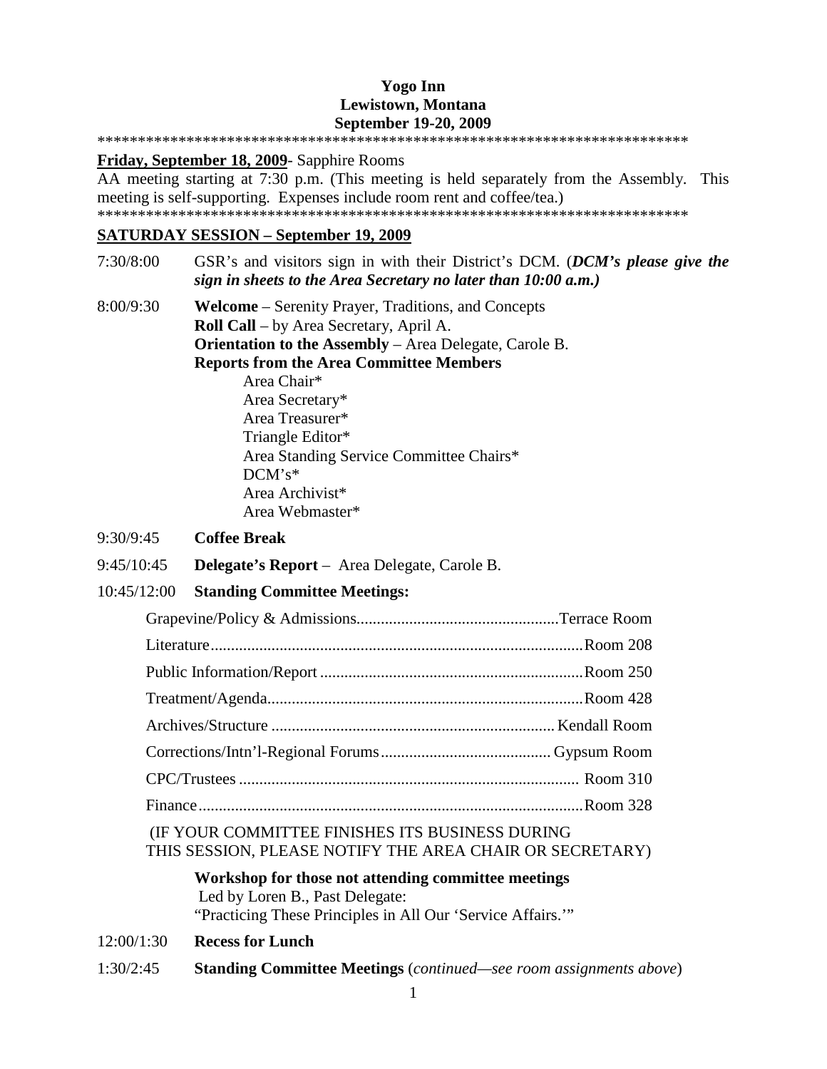**Yogo Inn**
**Lewistown, Montana**
**September 19-20, 2009**

**************************************************************************

**Friday, September 18, 2009**- Sapphire Rooms

AA meeting starting at 7:30 p.m. (This meeting is held separately from the Assembly. This meeting is self-supporting. Expenses include room rent and coffee/tea.)

**************************************************************************

## SATURDAY SESSION – September 19, 2009

7:30/8:00 GSR's and visitors sign in with their District's DCM. (***DCM's please give the sign in sheets to the Area Secretary no later than 10:00 a.m.)***

8:00/9:30 **Welcome** – Serenity Prayer, Traditions, and Concepts
**Roll Call** – by Area Secretary, April A.
**Orientation to the Assembly** – Area Delegate, Carole B.
**Reports from the Area Committee Members**

- Area Chair*
- Area Secretary*
- Area Treasurer*
- Triangle Editor*
- Area Standing Service Committee Chairs*
- DCM's*
- Area Archivist*
- Area Webmaster*

9:30/9:45 **Coffee Break**

9:45/10:45 **Delegate's Report** – Area Delegate, Carole B.

10:45/12:00 **Standing Committee Meetings:**

| Committee | Room |
|---|---|
| Grapevine/Policy & Admissions | Terrace Room |
| Literature | Room 208 |
| Public Information/Report | Room 250 |
| Treatment/Agenda | Room 428 |
| Archives/Structure | Kendall Room |
| Corrections/Intn'l-Regional Forums | Gypsum Room |
| CPC/Trustees | Room 310 |
| Finance | Room 328 |

(IF YOUR COMMITTEE FINISHES ITS BUSINESS DURING THIS SESSION, PLEASE NOTIFY THE AREA CHAIR OR SECRETARY)

**Workshop for those not attending committee meetings**
Led by Loren B., Past Delegate:
"Practicing These Principles in All Our 'Service Affairs.'"

12:00/1:30 **Recess for Lunch**

1:30/2:45 **Standing Committee Meetings** (*continued—see room assignments above*)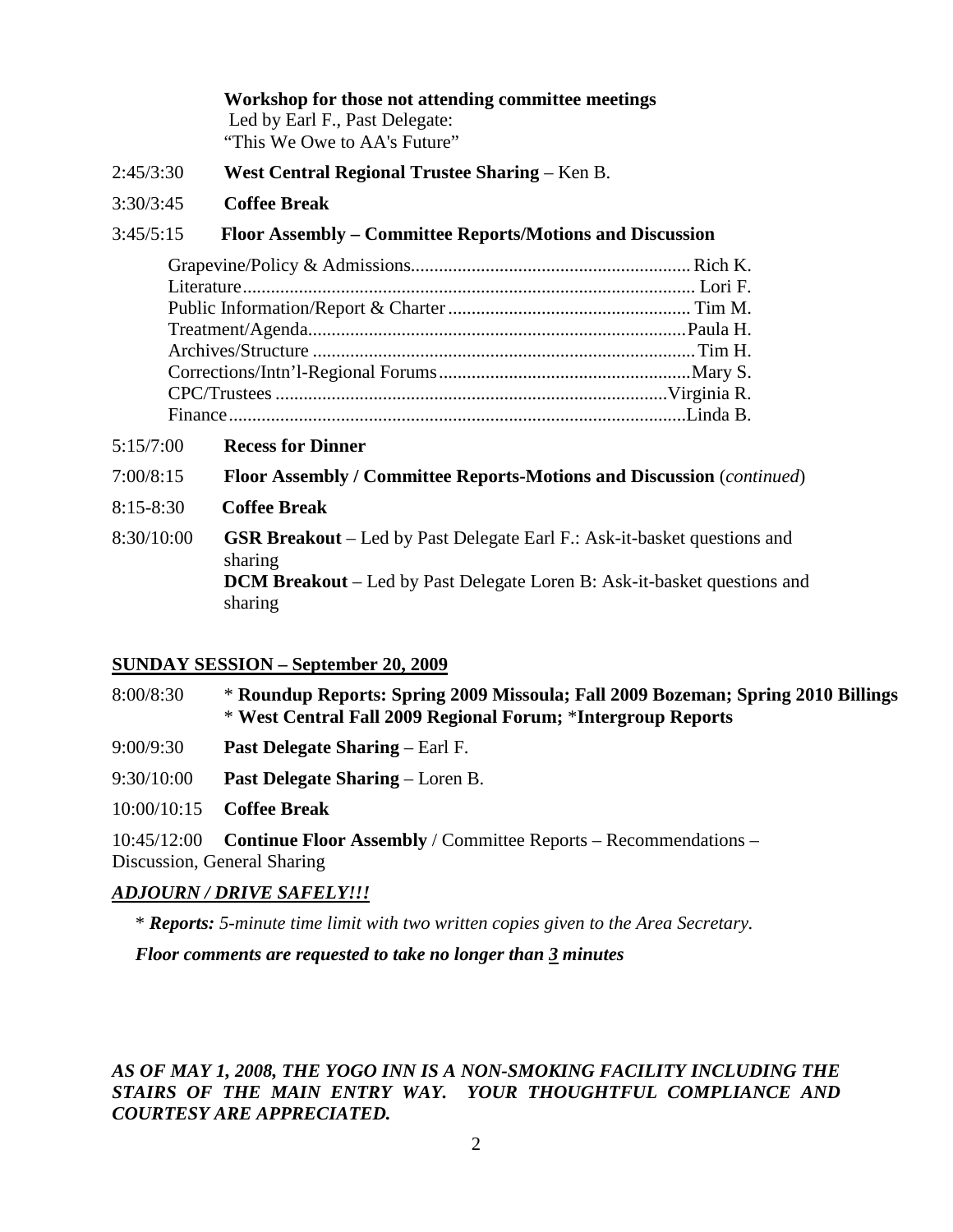**Workshop for those not attending committee meetings**
Led by Earl F., Past Delegate:
"This We Owe to AA's Future"

2:45/3:30 **West Central Regional Trustee Sharing** – Ken B.

3:30/3:45 **Coffee Break**

3:45/5:15 **Floor Assembly – Committee Reports/Motions and Discussion**

- Grapevine/Policy & Admissions............................................................ Rich K.
- Literature................................................................................................ Lori F.
- Public Information/Report & Charter.................................................... Tim M.
- Treatment/Agenda.................................................................................Paula H.
- Archives/Structure ..................................................................................Tim H.
- Corrections/Intn'l-Regional Forums......................................................Mary S.
- CPC/Trustees ....................................................................................Virginia R.
- Finance.................................................................................................Linda B.

5:15/7:00 **Recess for Dinner**

7:00/8:15 **Floor Assembly / Committee Reports-Motions and Discussion** (*continued*)

8:15-8:30 **Coffee Break**

8:30/10:00 **GSR Breakout** – Led by Past Delegate Earl F.: Ask-it-basket questions and sharing
**DCM Breakout** – Led by Past Delegate Loren B: Ask-it-basket questions and sharing

## SUNDAY SESSION – September 20, 2009

8:00/8:30 * **Roundup Reports: Spring 2009 Missoula; Fall 2009 Bozeman; Spring 2010 Billings**
* **West Central Fall 2009 Regional Forum;** ***Intergroup Reports**

9:00/9:30 **Past Delegate Sharing** – Earl F.

9:30/10:00 **Past Delegate Sharing** – Loren B.

10:00/10:15 **Coffee Break**

10:45/12:00 **Continue Floor Assembly** / Committee Reports – Recommendations – Discussion, General Sharing

***ADJOURN / DRIVE SAFELY!!!***

* ***Reports:*** *5-minute time limit with two written copies given to the Area Secretary.*

***Floor comments are requested to take no longer than 3 minutes***

***AS OF MAY 1, 2008, THE YOGO INN IS A NON-SMOKING FACILITY INCLUDING THE STAIRS OF THE MAIN ENTRY WAY. YOUR THOUGHTFUL COMPLIANCE AND COURTESY ARE APPRECIATED.***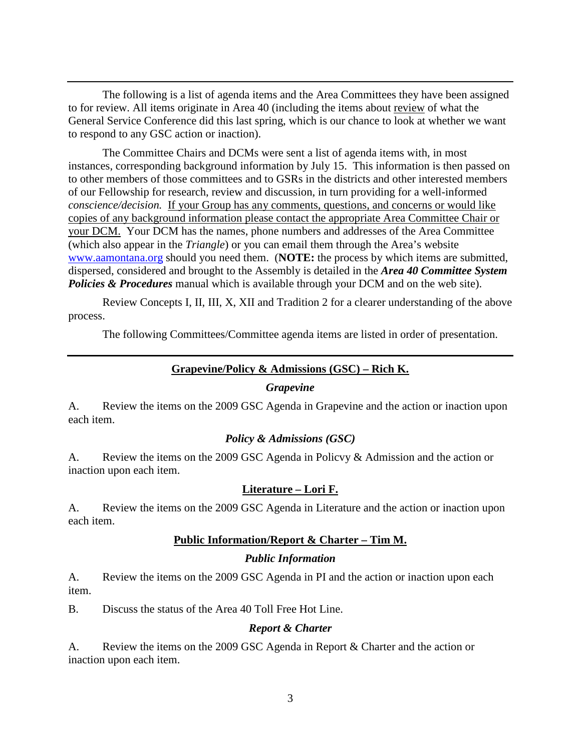---

The following is a list of agenda items and the Area Committees they have been assigned to for review. All items originate in Area 40 (including the items about review of what the General Service Conference did this last spring, which is our chance to look at whether we want to respond to any GSC action or inaction).

The Committee Chairs and DCMs were sent a list of agenda items with, in most instances, corresponding background information by July 15. This information is then passed on to other members of those committees and to GSRs in the districts and other interested members of our Fellowship for research, review and discussion, in turn providing for a well-informed *conscience/decision.* If your Group has any comments, questions, and concerns or would like copies of any background information please contact the appropriate Area Committee Chair or your DCM. Your DCM has the names, phone numbers and addresses of the Area Committee (which also appear in the *Triangle*) or you can email them through the Area's website www.aamontana.org should you need them. (**NOTE:** the process by which items are submitted, dispersed, considered and brought to the Assembly is detailed in the ***Area 40 Committee System Policies & Procedures*** manual which is available through your DCM and on the web site).

Review Concepts I, II, III, X, XII and Tradition 2 for a clearer understanding of the above process.

The following Committees/Committee agenda items are listed in order of presentation.

---

## Grapevine/Policy & Admissions (GSC) – Rich K.

### *Grapevine*

A. Review the items on the 2009 GSC Agenda in Grapevine and the action or inaction upon each item.

### *Policy & Admissions (GSC)*

A. Review the items on the 2009 GSC Agenda in Policvy & Admission and the action or inaction upon each item.

## Literature – Lori F.

A. Review the items on the 2009 GSC Agenda in Literature and the action or inaction upon each item.

## Public Information/Report & Charter – Tim M.

### *Public Information*

A. Review the items on the 2009 GSC Agenda in PI and the action or inaction upon each item.

B. Discuss the status of the Area 40 Toll Free Hot Line.

### *Report & Charter*

A. Review the items on the 2009 GSC Agenda in Report & Charter and the action or inaction upon each item.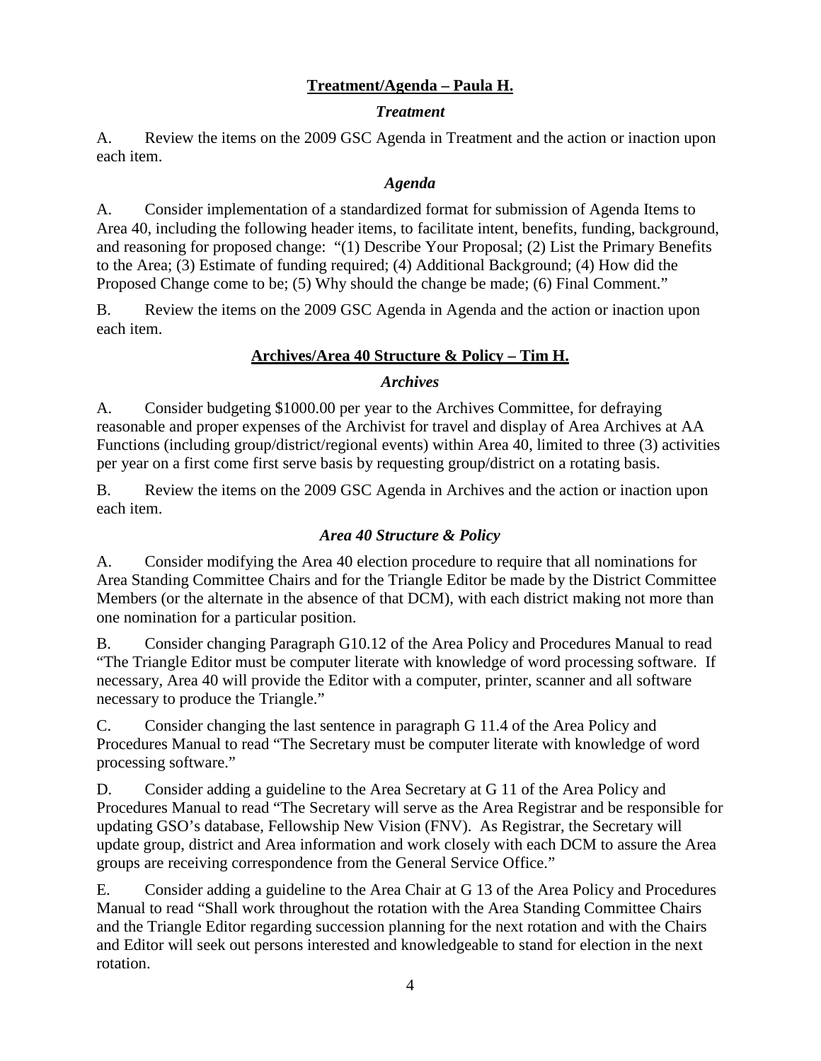## **Treatment/Agenda – Paula H.**

### *Treatment*

A. Review the items on the 2009 GSC Agenda in Treatment and the action or inaction upon each item.

### *Agenda*

A. Consider implementation of a standardized format for submission of Agenda Items to Area 40, including the following header items, to facilitate intent, benefits, funding, background, and reasoning for proposed change: "(1) Describe Your Proposal; (2) List the Primary Benefits to the Area; (3) Estimate of funding required; (4) Additional Background; (4) How did the Proposed Change come to be; (5) Why should the change be made; (6) Final Comment."

B. Review the items on the 2009 GSC Agenda in Agenda and the action or inaction upon each item.

## **Archives/Area 40 Structure & Policy – Tim H.**

### *Archives*

A. Consider budgeting $1000.00 per year to the Archives Committee, for defraying reasonable and proper expenses of the Archivist for travel and display of Area Archives at AA Functions (including group/district/regional events) within Area 40, limited to three (3) activities per year on a first come first serve basis by requesting group/district on a rotating basis.

B. Review the items on the 2009 GSC Agenda in Archives and the action or inaction upon each item.

### *Area 40 Structure & Policy*

A. Consider modifying the Area 40 election procedure to require that all nominations for Area Standing Committee Chairs and for the Triangle Editor be made by the District Committee Members (or the alternate in the absence of that DCM), with each district making not more than one nomination for a particular position.

B. Consider changing Paragraph G10.12 of the Area Policy and Procedures Manual to read "The Triangle Editor must be computer literate with knowledge of word processing software. If necessary, Area 40 will provide the Editor with a computer, printer, scanner and all software necessary to produce the Triangle."

C. Consider changing the last sentence in paragraph G 11.4 of the Area Policy and Procedures Manual to read "The Secretary must be computer literate with knowledge of word processing software."

D. Consider adding a guideline to the Area Secretary at G 11 of the Area Policy and Procedures Manual to read "The Secretary will serve as the Area Registrar and be responsible for updating GSO's database, Fellowship New Vision (FNV). As Registrar, the Secretary will update group, district and Area information and work closely with each DCM to assure the Area groups are receiving correspondence from the General Service Office."

E. Consider adding a guideline to the Area Chair at G 13 of the Area Policy and Procedures Manual to read "Shall work throughout the rotation with the Area Standing Committee Chairs and the Triangle Editor regarding succession planning for the next rotation and with the Chairs and Editor will seek out persons interested and knowledgeable to stand for election in the next rotation.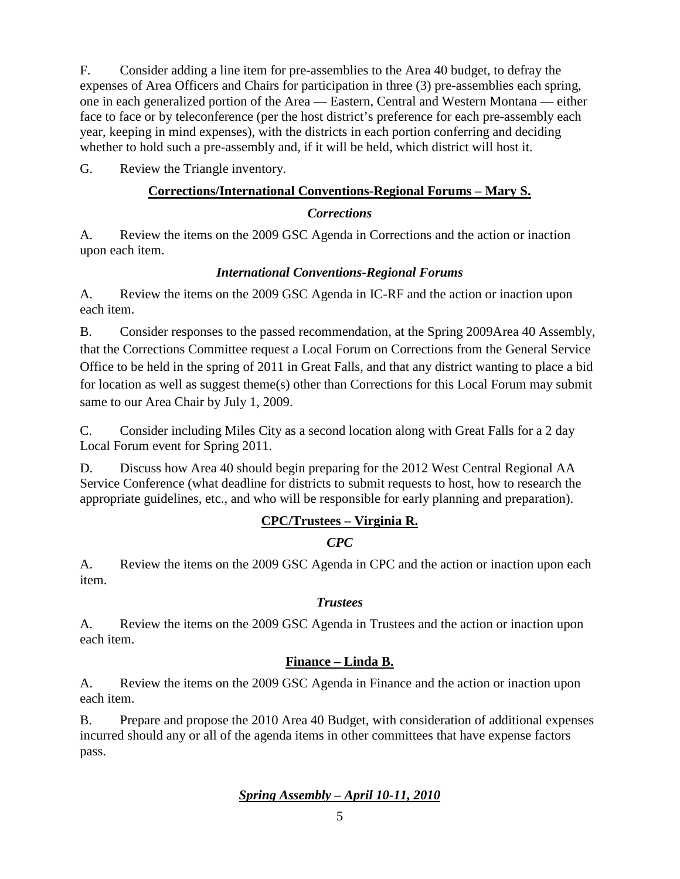F. Consider adding a line item for pre-assemblies to the Area 40 budget, to defray the expenses of Area Officers and Chairs for participation in three (3) pre-assemblies each spring, one in each generalized portion of the Area — Eastern, Central and Western Montana — either face to face or by teleconference (per the host district's preference for each pre-assembly each year, keeping in mind expenses), with the districts in each portion conferring and deciding whether to hold such a pre-assembly and, if it will be held, which district will host it.

G. Review the Triangle inventory.

**<u>Corrections/International Conventions-Regional Forums – Mary S.</u>**

***Corrections***

A. Review the items on the 2009 GSC Agenda in Corrections and the action or inaction upon each item.

***International Conventions-Regional Forums***

A. Review the items on the 2009 GSC Agenda in IC-RF and the action or inaction upon each item.

B. Consider responses to the passed recommendation, at the Spring 2009Area 40 Assembly, that the Corrections Committee request a Local Forum on Corrections from the General Service Office to be held in the spring of 2011 in Great Falls, and that any district wanting to place a bid for location as well as suggest theme(s) other than Corrections for this Local Forum may submit same to our Area Chair by July 1, 2009.

C. Consider including Miles City as a second location along with Great Falls for a 2 day Local Forum event for Spring 2011.

D. Discuss how Area 40 should begin preparing for the 2012 West Central Regional AA Service Conference (what deadline for districts to submit requests to host, how to research the appropriate guidelines, etc., and who will be responsible for early planning and preparation).

**<u>CPC/Trustees – Virginia R.</u>**

***CPC***

A. Review the items on the 2009 GSC Agenda in CPC and the action or inaction upon each item.

***Trustees***

A. Review the items on the 2009 GSC Agenda in Trustees and the action or inaction upon each item.

**<u>Finance – Linda B.</u>**

A. Review the items on the 2009 GSC Agenda in Finance and the action or inaction upon each item.

B. Prepare and propose the 2010 Area 40 Budget, with consideration of additional expenses incurred should any or all of the agenda items in other committees that have expense factors pass.

***<u>Spring Assembly – April 10-11, 2010</u>***